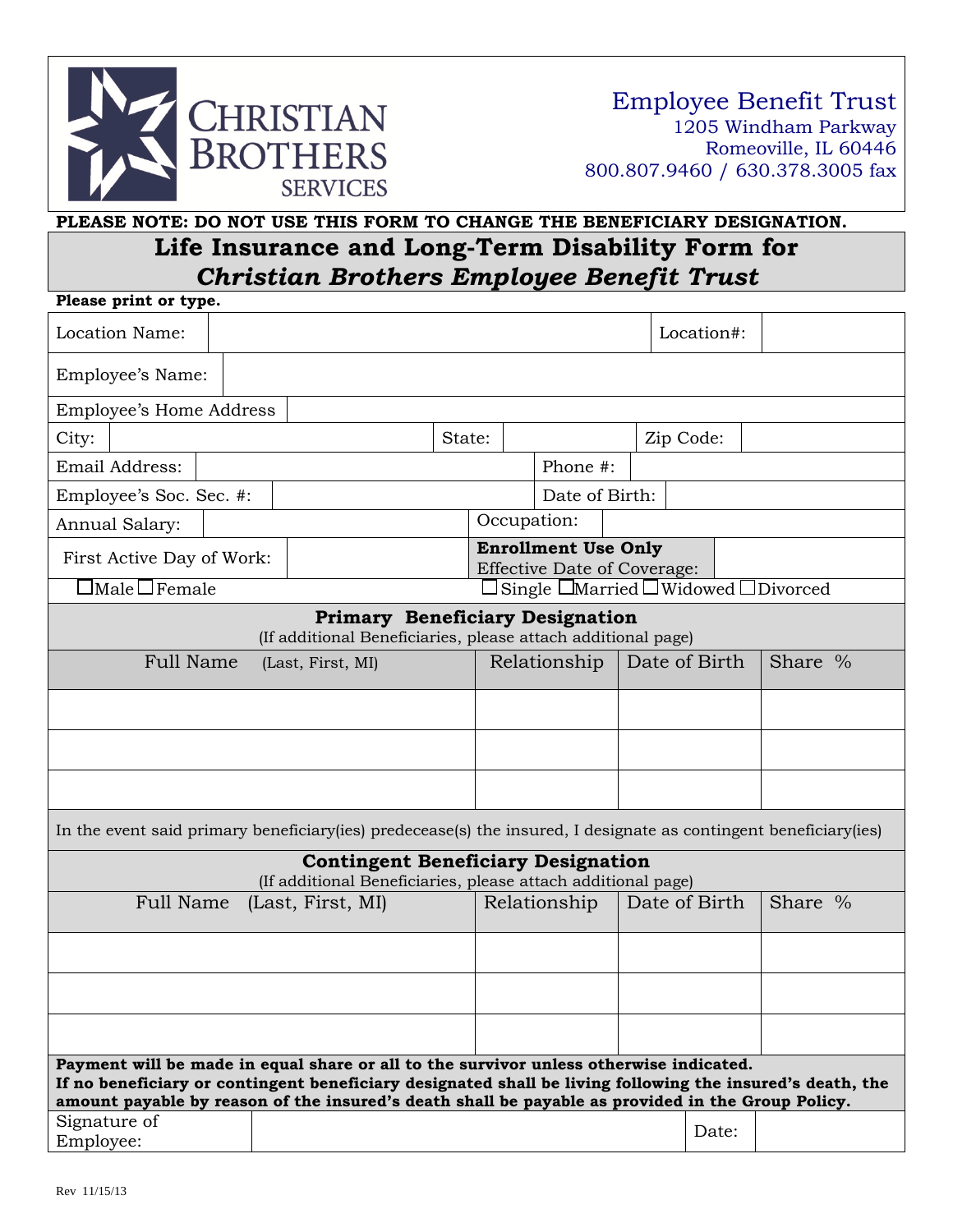CHRISTIAN BROTHERS SERVICES

**Employee Benefit Trust**
1205 Windham Parkway
Romeoville, IL 60446
800.807.9460 / 630.378.3005 fax

**PLEASE NOTE: DO NOT USE THIS FORM TO CHANGE THE BENEFICIARY DESIGNATION.**

# Life Insurance and Long-Term Disability Form for *Christian Brothers Employee Benefit Trust*

**Please print or type.**

| Location Name: | | Location#: | |
|---|---|---|---|
| Employee's Name: | | | |
| Employee's Home Address | | | |
| City: | State: | Zip Code: | |
| Email Address: | | Phone #: | |
| Employee's Soc. Sec. #: | | Date of Birth: | |
| Annual Salary: | | Occupation: | |
| First Active Day of Work: | | **Enrollment Use Only** Effective Date of Coverage: | |
| ☐Male ☐Female | | ☐Single ☐Married ☐Widowed ☐Divorced | |

## Primary Beneficiary Designation

(If additional Beneficiaries, please attach additional page)

| Full Name (Last, First, MI) | Relationship | Date of Birth | Share % |
|---|---|---|---|
| | | | |
| | | | |
| | | | |

In the event said primary beneficiary(ies) predecease(s) the insured, I designate as contingent beneficiary(ies)

## Contingent Beneficiary Designation

(If additional Beneficiaries, please attach additional page)

| Full Name (Last, First, MI) | Relationship | Date of Birth | Share % |
|---|---|---|---|
| | | | |
| | | | |
| | | | |

**Payment will be made in equal share or all to the survivor unless otherwise indicated.**
**If no beneficiary or contingent beneficiary designated shall be living following the insured's death, the amount payable by reason of the insured's death shall be payable as provided in the Group Policy.**

| Signature of Employee: | | Date: | |
|---|---|---|---|

Rev 11/15/13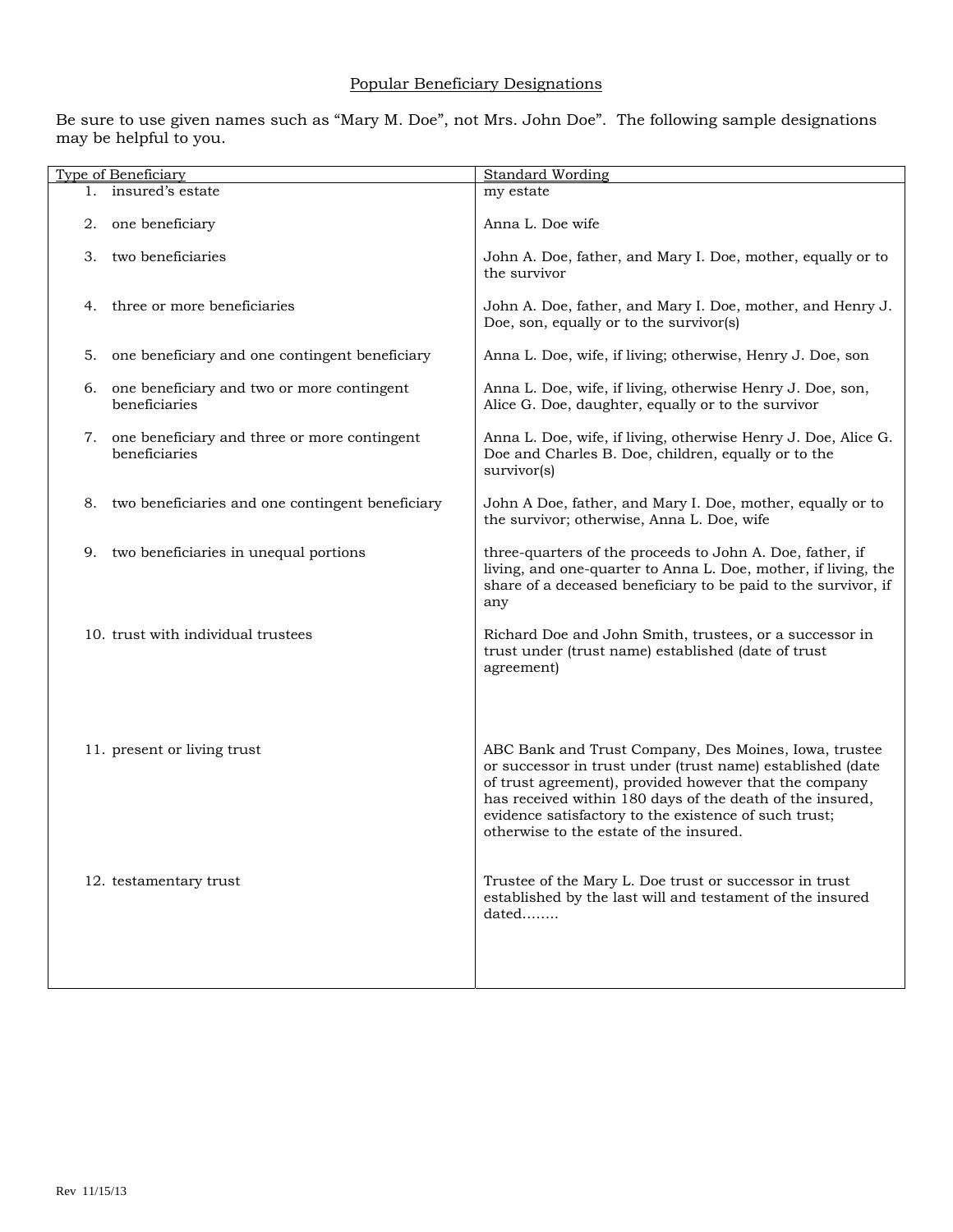Popular Beneficiary Designations

Be sure to use given names such as "Mary M. Doe", not Mrs. John Doe". The following sample designations may be helpful to you.

| Type of Beneficiary | Standard Wording |
|---|---|
| 1. insured's estate | my estate |
| 2. one beneficiary | Anna L. Doe wife |
| 3. two beneficiaries | John A. Doe, father, and Mary I. Doe, mother, equally or to the survivor |
| 4. three or more beneficiaries | John A. Doe, father, and Mary I. Doe, mother, and Henry J. Doe, son, equally or to the survivor(s) |
| 5. one beneficiary and one contingent beneficiary | Anna L. Doe, wife, if living; otherwise, Henry J. Doe, son |
| 6. one beneficiary and two or more contingent beneficiaries | Anna L. Doe, wife, if living, otherwise Henry J. Doe, son, Alice G. Doe, daughter, equally or to the survivor |
| 7. one beneficiary and three or more contingent beneficiaries | Anna L. Doe, wife, if living, otherwise Henry J. Doe, Alice G. Doe and Charles B. Doe, children, equally or to the survivor(s) |
| 8. two beneficiaries and one contingent beneficiary | John A Doe, father, and Mary I. Doe, mother, equally or to the survivor; otherwise, Anna L. Doe, wife |
| 9. two beneficiaries in unequal portions | three-quarters of the proceeds to John A. Doe, father, if living, and one-quarter to Anna L. Doe, mother, if living, the share of a deceased beneficiary to be paid to the survivor, if any |
| 10. trust with individual trustees | Richard Doe and John Smith, trustees, or a successor in trust under (trust name) established (date of trust agreement) |
| 11. present or living trust | ABC Bank and Trust Company, Des Moines, Iowa, trustee or successor in trust under (trust name) established (date of trust agreement), provided however that the company has received within 180 days of the death of the insured, evidence satisfactory to the existence of such trust; otherwise to the estate of the insured. |
| 12. testamentary trust | Trustee of the Mary L. Doe trust or successor in trust established by the last will and testament of the insured dated…….. |

Rev 11/15/13